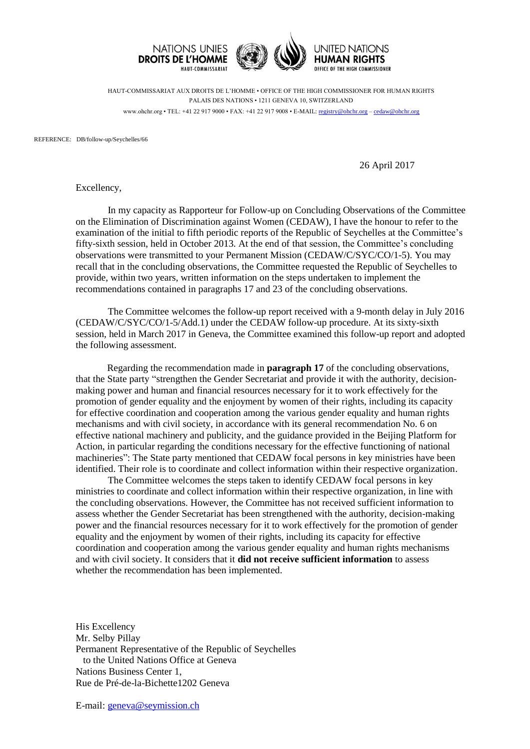NATIONS UNIES
**DROITS DE L'HOMME**
HAUT-COMMISSARIAT

UNITED NATIONS
**HUMAN RIGHTS**
OFFICE OF THE HIGH COMMISSIONER

HAUT-COMMISSARIAT AUX DROITS DE L'HOMME • OFFICE OF THE HIGH COMMISSIONER FOR HUMAN RIGHTS
PALAIS DES NATIONS • 1211 GENEVA 10, SWITZERLAND
www.ohchr.org • TEL: +41 22 917 9000 • FAX: +41 22 917 9008 • E-MAIL: registry@ohchr.org – cedaw@ohchr.org

REFERENCE: DB/follow-up/Seychelles/66

26 April 2017

Excellency,

In my capacity as Rapporteur for Follow-up on Concluding Observations of the Committee on the Elimination of Discrimination against Women (CEDAW), I have the honour to refer to the examination of the initial to fifth periodic reports of the Republic of Seychelles at the Committee's fifty-sixth session, held in October 2013. At the end of that session, the Committee's concluding observations were transmitted to your Permanent Mission (CEDAW/C/SYC/CO/1-5). You may recall that in the concluding observations, the Committee requested the Republic of Seychelles to provide, within two years, written information on the steps undertaken to implement the recommendations contained in paragraphs 17 and 23 of the concluding observations.

The Committee welcomes the follow-up report received with a 9-month delay in July 2016 (CEDAW/C/SYC/CO/1-5/Add.1) under the CEDAW follow-up procedure. At its sixty-sixth session, held in March 2017 in Geneva, the Committee examined this follow-up report and adopted the following assessment.

Regarding the recommendation made in **paragraph 17** of the concluding observations, that the State party "strengthen the Gender Secretariat and provide it with the authority, decision-making power and human and financial resources necessary for it to work effectively for the promotion of gender equality and the enjoyment by women of their rights, including its capacity for effective coordination and cooperation among the various gender equality and human rights mechanisms and with civil society, in accordance with its general recommendation No. 6 on effective national machinery and publicity, and the guidance provided in the Beijing Platform for Action, in particular regarding the conditions necessary for the effective functioning of national machineries": The State party mentioned that CEDAW focal persons in key ministries have been identified. Their role is to coordinate and collect information within their respective organization.

The Committee welcomes the steps taken to identify CEDAW focal persons in key ministries to coordinate and collect information within their respective organization, in line with the concluding observations. However, the Committee has not received sufficient information to assess whether the Gender Secretariat has been strengthened with the authority, decision-making power and the financial resources necessary for it to work effectively for the promotion of gender equality and the enjoyment by women of their rights, including its capacity for effective coordination and cooperation among the various gender equality and human rights mechanisms and with civil society. It considers that it **did not receive sufficient information** to assess whether the recommendation has been implemented.

His Excellency
Mr. Selby Pillay
Permanent Representative of the Republic of Seychelles
to the United Nations Office at Geneva
Nations Business Center 1,
Rue de Pré-de-la-Bichette1202 Geneva

E-mail: geneva@seymission.ch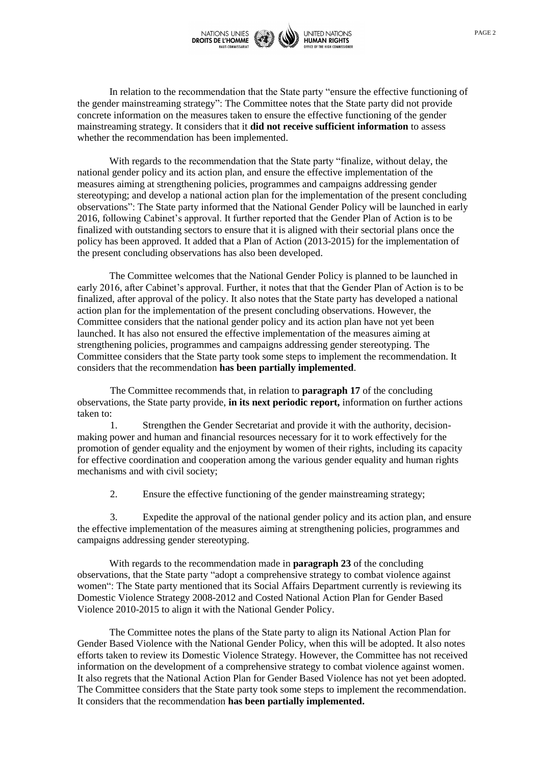In relation to the recommendation that the State party "ensure the effective functioning of the gender mainstreaming strategy": The Committee notes that the State party did not provide concrete information on the measures taken to ensure the effective functioning of the gender mainstreaming strategy. It considers that it **did not receive sufficient information** to assess whether the recommendation has been implemented.

With regards to the recommendation that the State party "finalize, without delay, the national gender policy and its action plan, and ensure the effective implementation of the measures aiming at strengthening policies, programmes and campaigns addressing gender stereotyping; and develop a national action plan for the implementation of the present concluding observations": The State party informed that the National Gender Policy will be launched in early 2016, following Cabinet's approval. It further reported that the Gender Plan of Action is to be finalized with outstanding sectors to ensure that it is aligned with their sectorial plans once the policy has been approved. It added that a Plan of Action (2013-2015) for the implementation of the present concluding observations has also been developed.

The Committee welcomes that the National Gender Policy is planned to be launched in early 2016, after Cabinet's approval. Further, it notes that that the Gender Plan of Action is to be finalized, after approval of the policy. It also notes that the State party has developed a national action plan for the implementation of the present concluding observations. However, the Committee considers that the national gender policy and its action plan have not yet been launched. It has also not ensured the effective implementation of the measures aiming at strengthening policies, programmes and campaigns addressing gender stereotyping. The Committee considers that the State party took some steps to implement the recommendation. It considers that the recommendation **has been partially implemented**.

The Committee recommends that, in relation to **paragraph 17** of the concluding observations, the State party provide, **in its next periodic report,** information on further actions taken to:

1. Strengthen the Gender Secretariat and provide it with the authority, decision-making power and human and financial resources necessary for it to work effectively for the promotion of gender equality and the enjoyment by women of their rights, including its capacity for effective coordination and cooperation among the various gender equality and human rights mechanisms and with civil society;

2. Ensure the effective functioning of the gender mainstreaming strategy;

3. Expedite the approval of the national gender policy and its action plan, and ensure the effective implementation of the measures aiming at strengthening policies, programmes and campaigns addressing gender stereotyping.

With regards to the recommendation made in **paragraph 23** of the concluding observations, that the State party "adopt a comprehensive strategy to combat violence against women": The State party mentioned that its Social Affairs Department currently is reviewing its Domestic Violence Strategy 2008-2012 and Costed National Action Plan for Gender Based Violence 2010-2015 to align it with the National Gender Policy.

The Committee notes the plans of the State party to align its National Action Plan for Gender Based Violence with the National Gender Policy, when this will be adopted. It also notes efforts taken to review its Domestic Violence Strategy. However, the Committee has not received information on the development of a comprehensive strategy to combat violence against women. It also regrets that the National Action Plan for Gender Based Violence has not yet been adopted. The Committee considers that the State party took some steps to implement the recommendation. It considers that the recommendation **has been partially implemented.**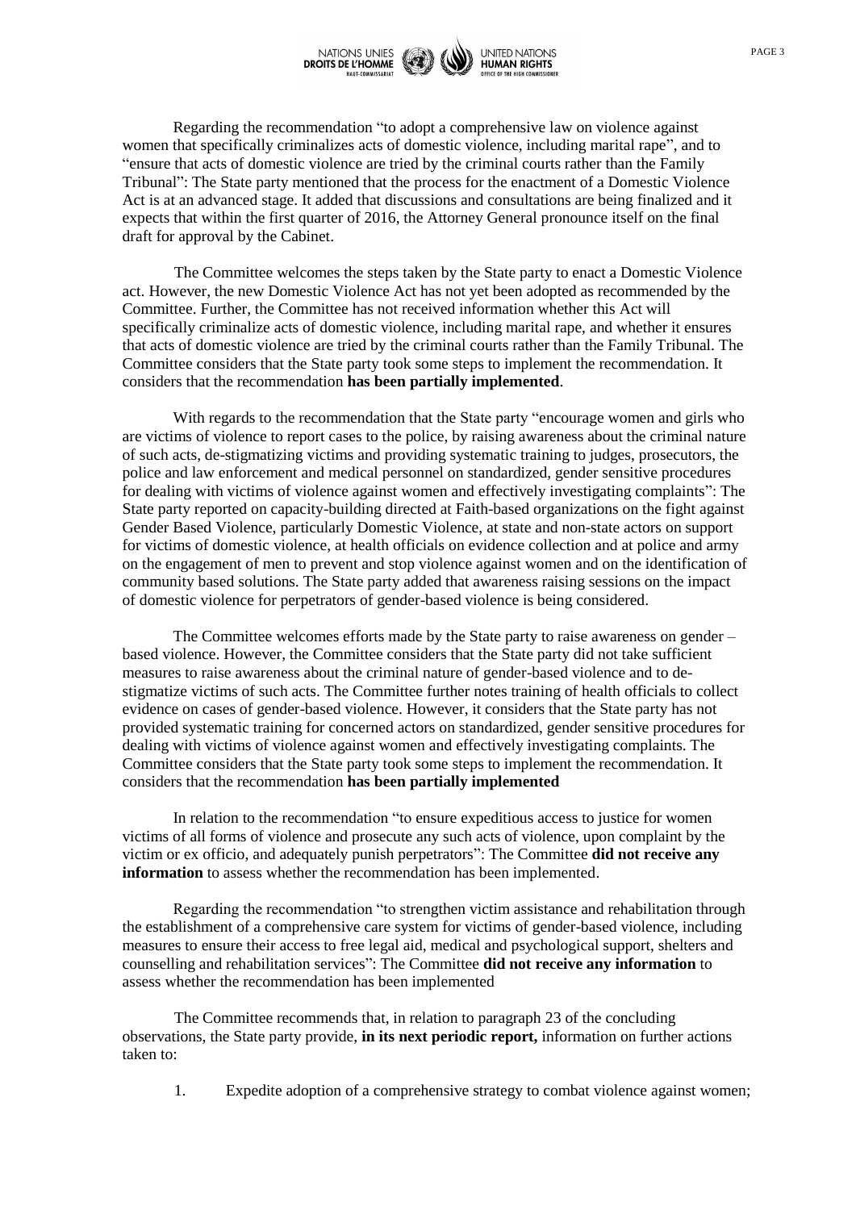Regarding the recommendation “to adopt a comprehensive law on violence against women that specifically criminalizes acts of domestic violence, including marital rape”, and to “ensure that acts of domestic violence are tried by the criminal courts rather than the Family Tribunal”: The State party mentioned that the process for the enactment of a Domestic Violence Act is at an advanced stage. It added that discussions and consultations are being finalized and it expects that within the first quarter of 2016, the Attorney General pronounce itself on the final draft for approval by the Cabinet.

The Committee welcomes the steps taken by the State party to enact a Domestic Violence act. However, the new Domestic Violence Act has not yet been adopted as recommended by the Committee. Further, the Committee has not received information whether this Act will specifically criminalize acts of domestic violence, including marital rape, and whether it ensures that acts of domestic violence are tried by the criminal courts rather than the Family Tribunal. The Committee considers that the State party took some steps to implement the recommendation. It considers that the recommendation **has been partially implemented**.

With regards to the recommendation that the State party “encourage women and girls who are victims of violence to report cases to the police, by raising awareness about the criminal nature of such acts, de-stigmatizing victims and providing systematic training to judges, prosecutors, the police and law enforcement and medical personnel on standardized, gender sensitive procedures for dealing with victims of violence against women and effectively investigating complaints”: The State party reported on capacity-building directed at Faith-based organizations on the fight against Gender Based Violence, particularly Domestic Violence, at state and non-state actors on support for victims of domestic violence, at health officials on evidence collection and at police and army on the engagement of men to prevent and stop violence against women and on the identification of community based solutions. The State party added that awareness raising sessions on the impact of domestic violence for perpetrators of gender-based violence is being considered.

The Committee welcomes efforts made by the State party to raise awareness on gender – based violence. However, the Committee considers that the State party did not take sufficient measures to raise awareness about the criminal nature of gender-based violence and to de-stigmatize victims of such acts. The Committee further notes training of health officials to collect evidence on cases of gender-based violence. However, it considers that the State party has not provided systematic training for concerned actors on standardized, gender sensitive procedures for dealing with victims of violence against women and effectively investigating complaints. The Committee considers that the State party took some steps to implement the recommendation. It considers that the recommendation **has been partially implemented**

In relation to the recommendation “to ensure expeditious access to justice for women victims of all forms of violence and prosecute any such acts of violence, upon complaint by the victim or ex officio, and adequately punish perpetrators”: The Committee **did not receive any information** to assess whether the recommendation has been implemented.

Regarding the recommendation “to strengthen victim assistance and rehabilitation through the establishment of a comprehensive care system for victims of gender-based violence, including measures to ensure their access to free legal aid, medical and psychological support, shelters and counselling and rehabilitation services”: The Committee **did not receive any information** to assess whether the recommendation has been implemented

The Committee recommends that, in relation to paragraph 23 of the concluding observations, the State party provide, **in its next periodic report,** information on further actions taken to:

1. Expedite adoption of a comprehensive strategy to combat violence against women;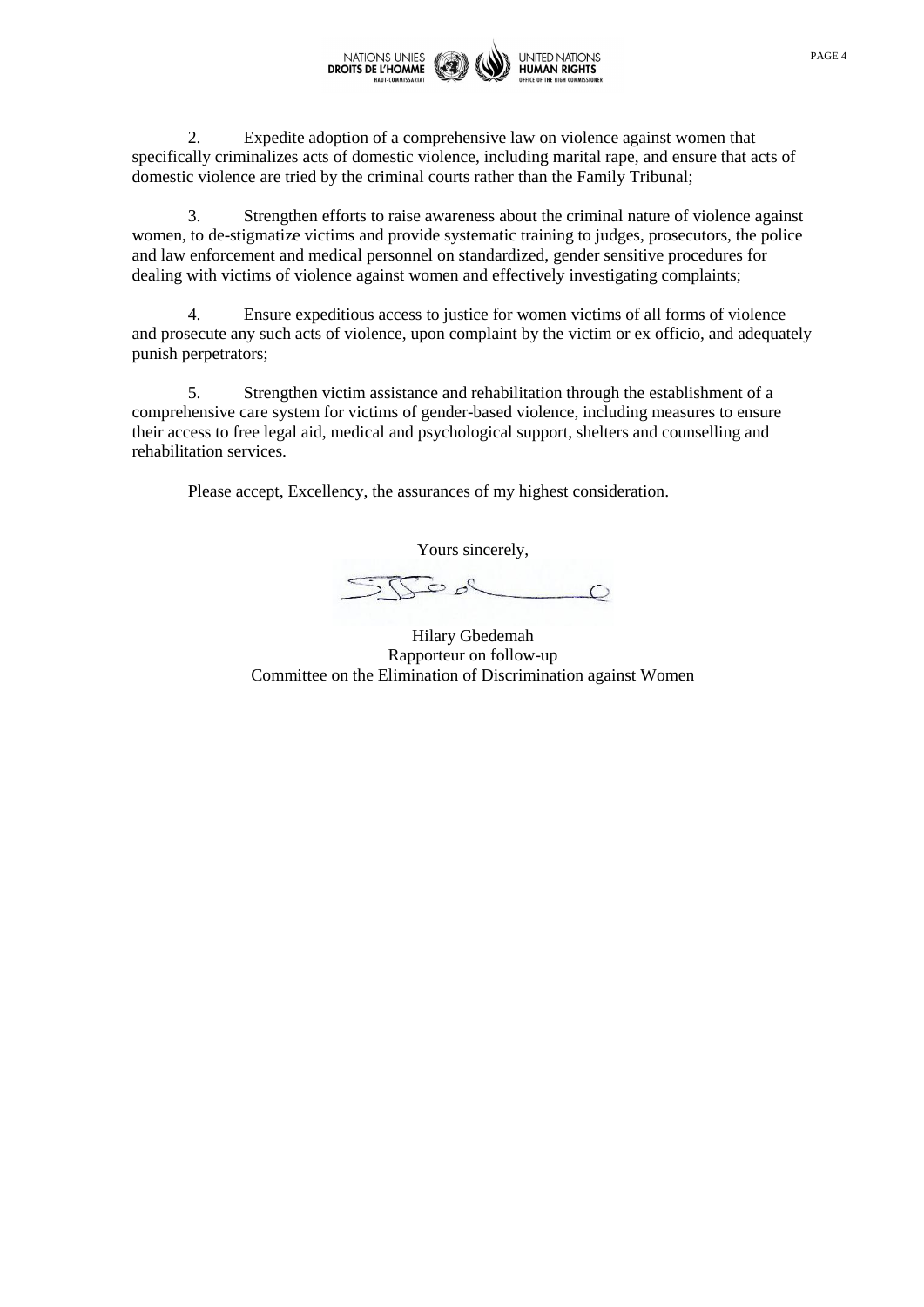2. Expedite adoption of a comprehensive law on violence against women that specifically criminalizes acts of domestic violence, including marital rape, and ensure that acts of domestic violence are tried by the criminal courts rather than the Family Tribunal;

3. Strengthen efforts to raise awareness about the criminal nature of violence against women, to de-stigmatize victims and provide systematic training to judges, prosecutors, the police and law enforcement and medical personnel on standardized, gender sensitive procedures for dealing with victims of violence against women and effectively investigating complaints;

4. Ensure expeditious access to justice for women victims of all forms of violence and prosecute any such acts of violence, upon complaint by the victim or ex officio, and adequately punish perpetrators;

5. Strengthen victim assistance and rehabilitation through the establishment of a comprehensive care system for victims of gender-based violence, including measures to ensure their access to free legal aid, medical and psychological support, shelters and counselling and rehabilitation services.

Please accept, Excellency, the assurances of my highest consideration.

Yours sincerely,

Hilary Gbedemah
Rapporteur on follow-up
Committee on the Elimination of Discrimination against Women